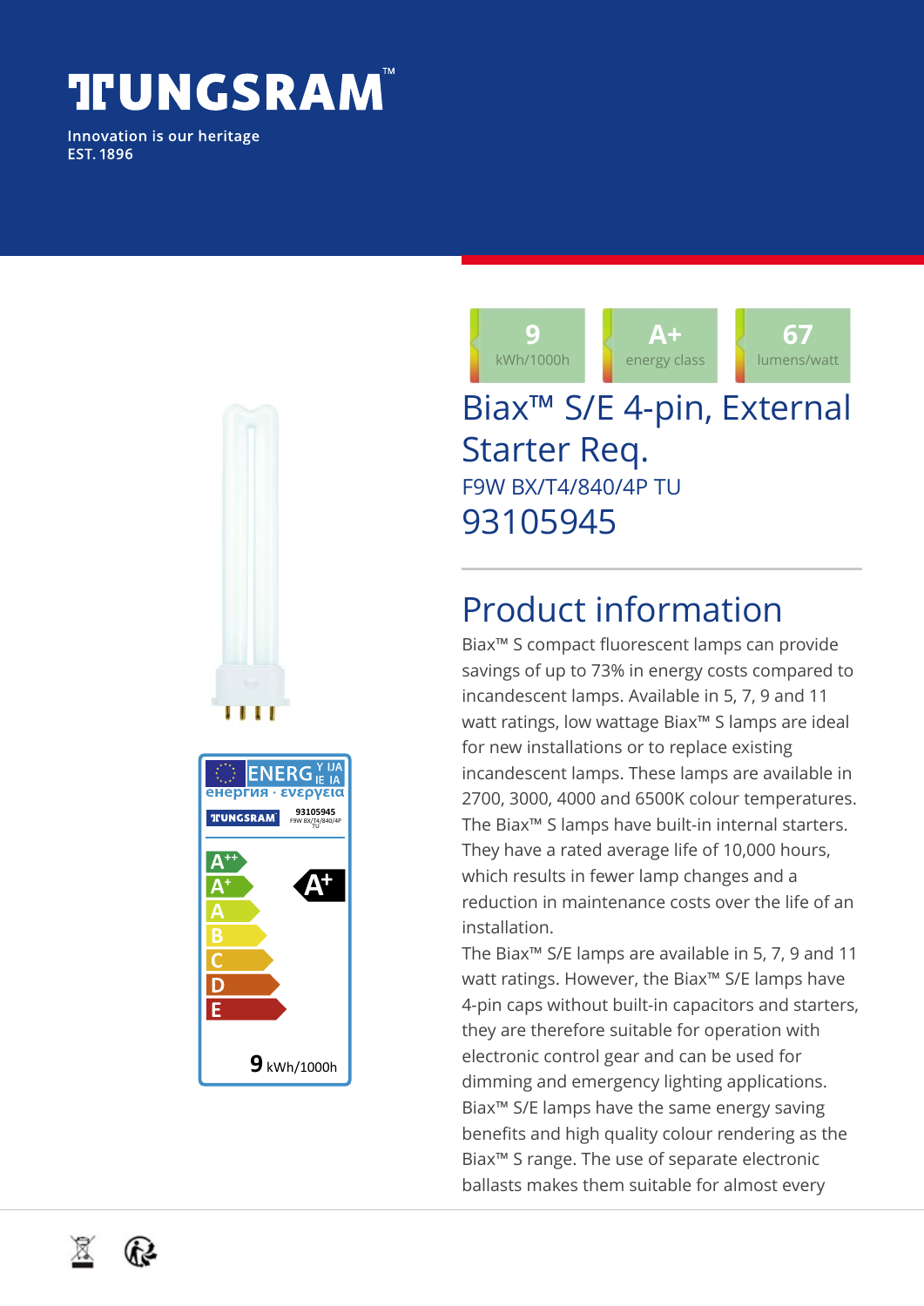# TUNGSRAM™

Innovation is our heritage
EST. 1896

9
kWh/1000h

A+
energy class

67
lumens/watt

# Biax™ S/E 4-pin, External Starter Req.

F9W BX/T4/840/4P TU

93105945

ENERGY
енергия · ενεργεια

TUNGSRAM
93105945
F9W BX/T4/840/4P TU

A++
A+
A
B
C
D
E

A+

9 kWh/1000h

## Product information

Biax™ S compact fluorescent lamps can provide savings of up to 73% in energy costs compared to incandescent lamps. Available in 5, 7, 9 and 11 watt ratings, low wattage Biax™ S lamps are ideal for new installations or to replace existing incandescent lamps. These lamps are available in 2700, 3000, 4000 and 6500K colour temperatures. The Biax™ S lamps have built-in internal starters. They have a rated average life of 10,000 hours, which results in fewer lamp changes and a reduction in maintenance costs over the life of an installation.
The Biax™ S/E lamps are available in 5, 7, 9 and 11 watt ratings. However, the Biax™ S/E lamps have 4-pin caps without built-in capacitors and starters, they are therefore suitable for operation with electronic control gear and can be used for dimming and emergency lighting applications. Biax™ S/E lamps have the same energy saving benefits and high quality colour rendering as the Biax™ S range. The use of separate electronic ballasts makes them suitable for almost every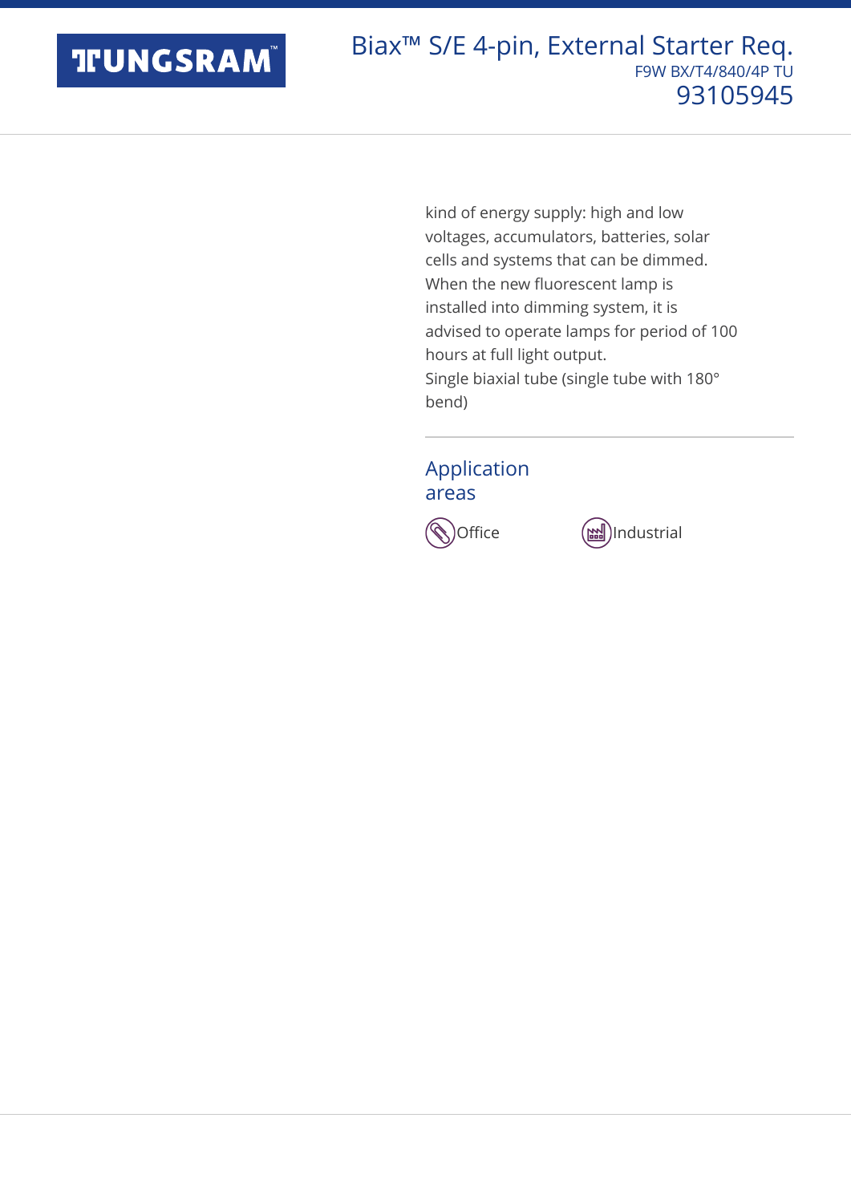kind of energy supply: high and low voltages, accumulators, batteries, solar cells and systems that can be dimmed. When the new fluorescent lamp is installed into dimming system, it is advised to operate lamps for period of 100 hours at full light output.
Single biaxial tube (single tube with 180° bend)

## Application areas

Office

Industrial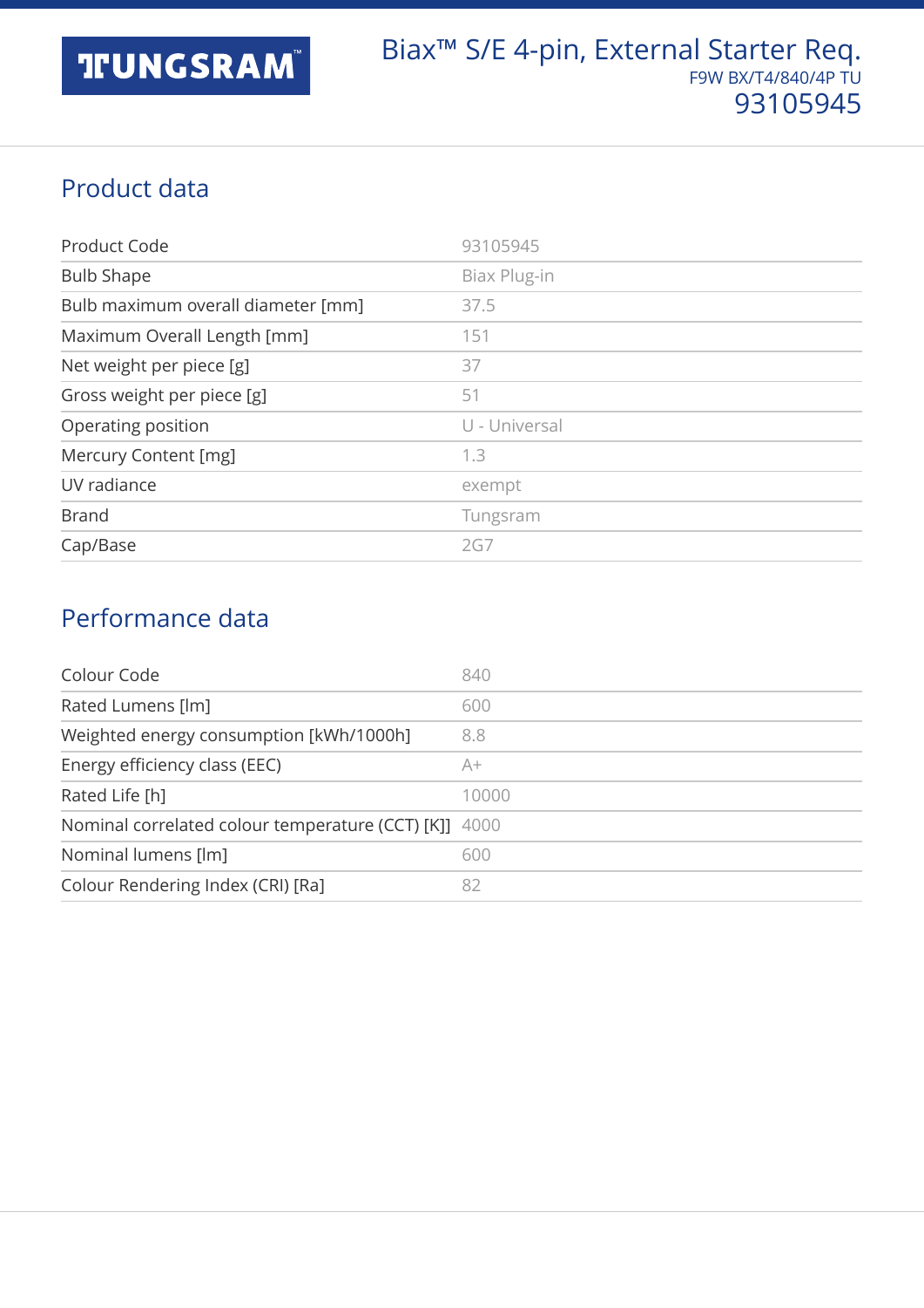# Biax™ S/E 4-pin, External Starter Req.

F9W BX/T4/840/4P TU

93105945

## Product data

| | |
|---|---|
| Product Code | 93105945 |
| Bulb Shape | Biax Plug-in |
| Bulb maximum overall diameter [mm] | 37.5 |
| Maximum Overall Length [mm] | 151 |
| Net weight per piece [g] | 37 |
| Gross weight per piece [g] | 51 |
| Operating position | U - Universal |
| Mercury Content [mg] | 1.3 |
| UV radiance | exempt |
| Brand | Tungsram |
| Cap/Base | 2G7 |

## Performance data

| | |
|---|---|
| Colour Code | 840 |
| Rated Lumens [lm] | 600 |
| Weighted energy consumption [kWh/1000h] | 8.8 |
| Energy efficiency class (EEC) | A+ |
| Rated Life [h] | 10000 |
| Nominal correlated colour temperature (CCT) [K]] | 4000 |
| Nominal lumens [lm] | 600 |
| Colour Rendering Index (CRI) [Ra] | 82 |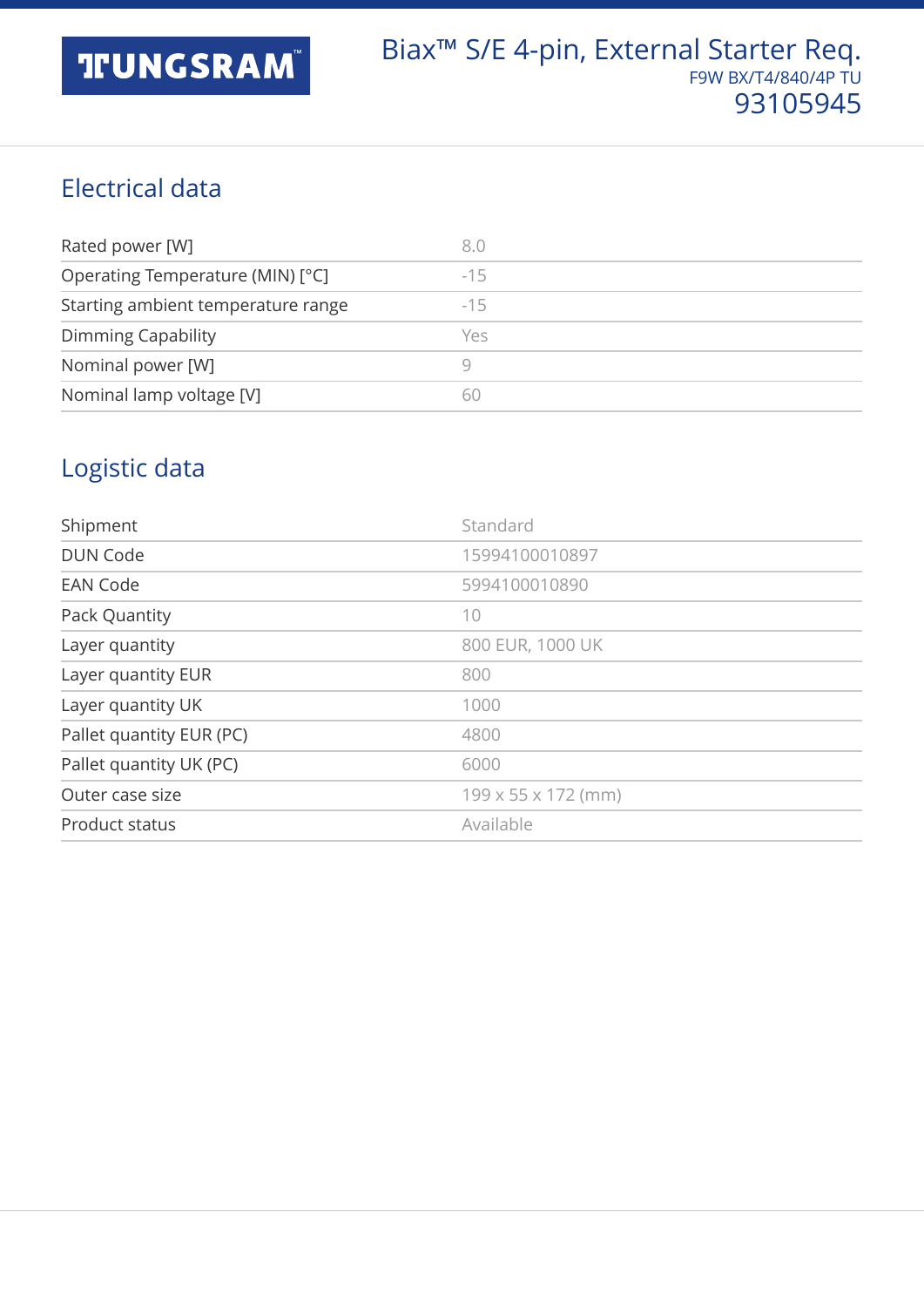## Electrical data

| | |
|---|---|
| Rated power [W] | 8.0 |
| Operating Temperature (MIN) [°C] | -15 |
| Starting ambient temperature range | -15 |
| Dimming Capability | Yes |
| Nominal power [W] | 9 |
| Nominal lamp voltage [V] | 60 |

## Logistic data

| | |
|---|---|
| Shipment | Standard |
| DUN Code | 15994100010897 |
| EAN Code | 5994100010890 |
| Pack Quantity | 10 |
| Layer quantity | 800 EUR, 1000 UK |
| Layer quantity EUR | 800 |
| Layer quantity UK | 1000 |
| Pallet quantity EUR (PC) | 4800 |
| Pallet quantity UK (PC) | 6000 |
| Outer case size | 199 x 55 x 172 (mm) |
| Product status | Available |